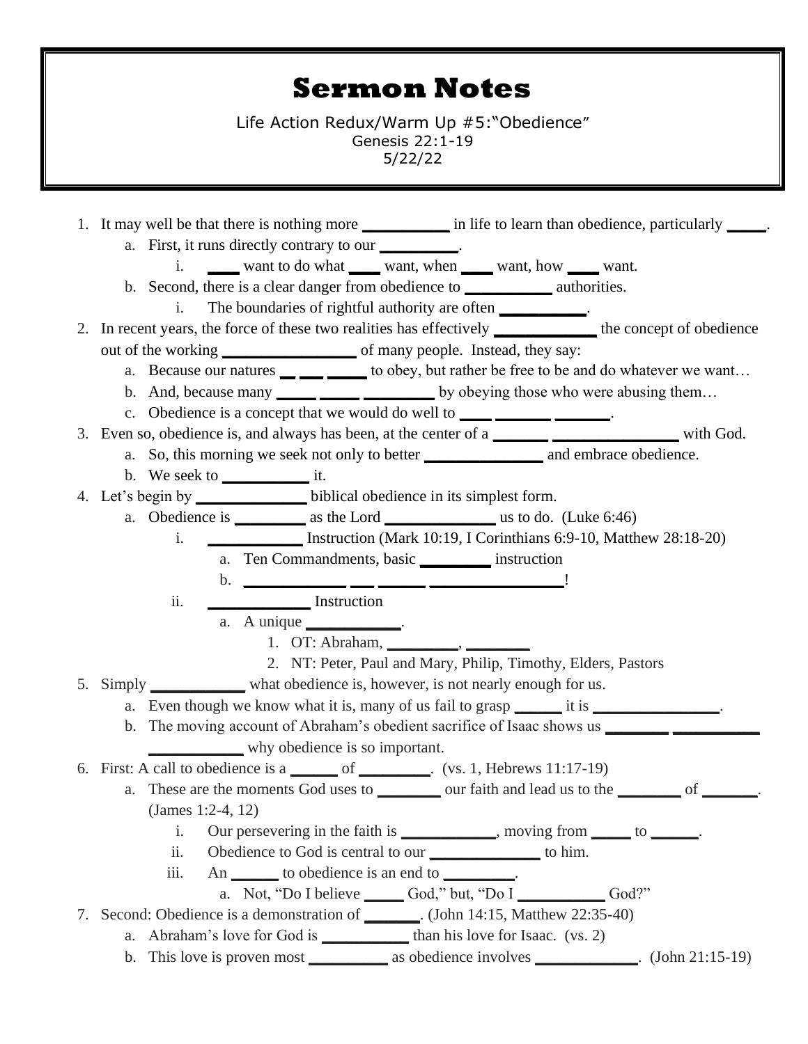# Sermon Notes

Life Action Redux/Warm Up #5:"Obedience"
Genesis 22:1-19
5/22/22

1. It may well be that there is nothing more ___________ in life to learn than obedience, particularly _____.
   a. First, it runs directly contrary to our __________.
      i. ____ want to do what ____ want, when ____ want, how ____ want.
   b. Second, there is a clear danger from obedience to ___________ authorities.
      i. The boundaries of rightful authority are often ___________.
2. In recent years, the force of these two realities has effectively _____________ the concept of obedience out of the working _________________ of many people. Instead, they say:
   a. Because our natures __ ___ _____ to obey, but rather be free to be and do whatever we want…
   b. And, because many _____ _____ _________ by obeying those who were abusing them…
   c. Obedience is a concept that we would do well to ____ _______ _______.
3. Even so, obedience is, and always has been, at the center of a _______ ________________ with God.
   a. So, this morning we seek not only to better _______________ and embrace obedience.
   b. We seek to ___________ it.
4. Let's begin by ______________ biblical obedience in its simplest form.
   a. Obedience is _________ as the Lord ______________ us to do. (Luke 6:46)
      i. ____________ Instruction (Mark 10:19, I Corinthians 6:9-10, Matthew 28:18-20)
         a. Ten Commandments, basic _________ instruction
         b. _____________ ___ ______ _________________!
      ii. _____________ Instruction
         a. A unique ____________.
            1. OT: Abraham, _________, ________
            2. NT: Peter, Paul and Mary, Philip, Timothy, Elders, Pastors
5. Simply ____________ what obedience is, however, is not nearly enough for us.
   a. Even though we know what it is, many of us fail to grasp ______ it is ________________.
   b. The moving account of Abraham's obedient sacrifice of Isaac shows us ________ ___________ ____________ why obedience is so important.
6. First: A call to obedience is a ______ of _________. (vs. 1, Hebrews 11:17-19)
   a. These are the moments God uses to ________ our faith and lead us to the ________ of _______. (James 1:2-4, 12)
      i. Our persevering in the faith is ____________, moving from _____ to ______.
      ii. Obedience to God is central to our ______________ to him.
      iii. An ______ to obedience is an end to _________.
         a. Not, "Do I believe _____ God," but, "Do I ___________ God?"
7. Second: Obedience is a demonstration of _______. (John 14:15, Matthew 22:35-40)
   a. Abraham's love for God is ___________ than his love for Isaac. (vs. 2)
   b. This love is proven most __________ as obedience involves _____________. (John 21:15-19)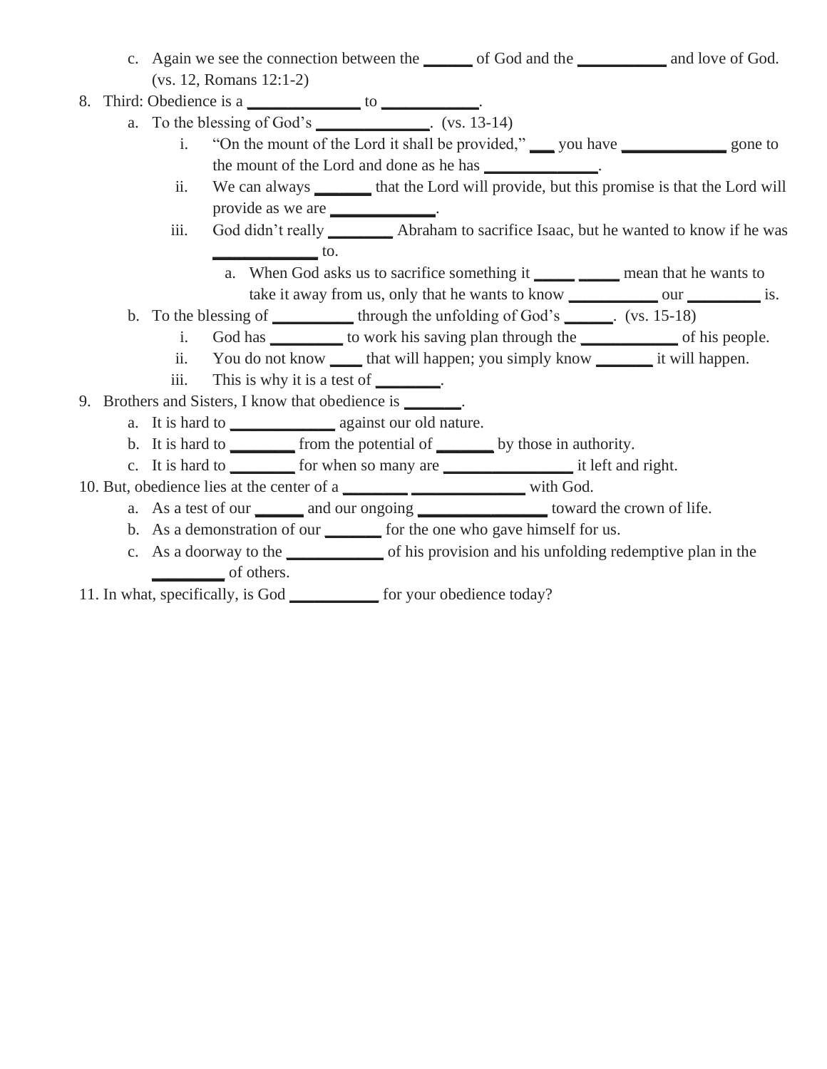c. Again we see the connection between the ______ of God and the ___________ and love of God. (vs. 12, Romans 12:1-2)

8. Third: Obedience is a _____________ to ___________.
   a. To the blessing of God's _____________. (vs. 13-14)
      i. "On the mount of the Lord it shall be provided," ___ you have ____________ gone to the mount of the Lord and done as he has _____________.
      ii. We can always _______ that the Lord will provide, but this promise is that the Lord will provide as we are ____________.
      iii. God didn't really ________ Abraham to sacrifice Isaac, but he wanted to know if he was ____________ to.
         a. When God asks us to sacrifice something it _____ _____ mean that he wants to take it away from us, only that he wants to know ___________ our _________ is.
   b. To the blessing of _________ through the unfolding of God's ______. (vs. 15-18)
      i. God has _________ to work his saving plan through the ___________ of his people.
      ii. You do not know ____ that will happen; you simply know _______ it will happen.
      iii. This is why it is a test of ________.

9. Brothers and Sisters, I know that obedience is _______.
   a. It is hard to ____________ against our old nature.
   b. It is hard to ________ from the potential of _______ by those in authority.
   c. It is hard to ________ for when so many are _______________ it left and right.

10. But, obedience lies at the center of a ________ _____________ with God.
    a. As a test of our ______ and our ongoing _______________ toward the crown of life.
    b. As a demonstration of our _______ for the one who gave himself for us.
    c. As a doorway to the ___________ of his provision and his unfolding redemptive plan in the _________ of others.

11. In what, specifically, is God ___________ for your obedience today?